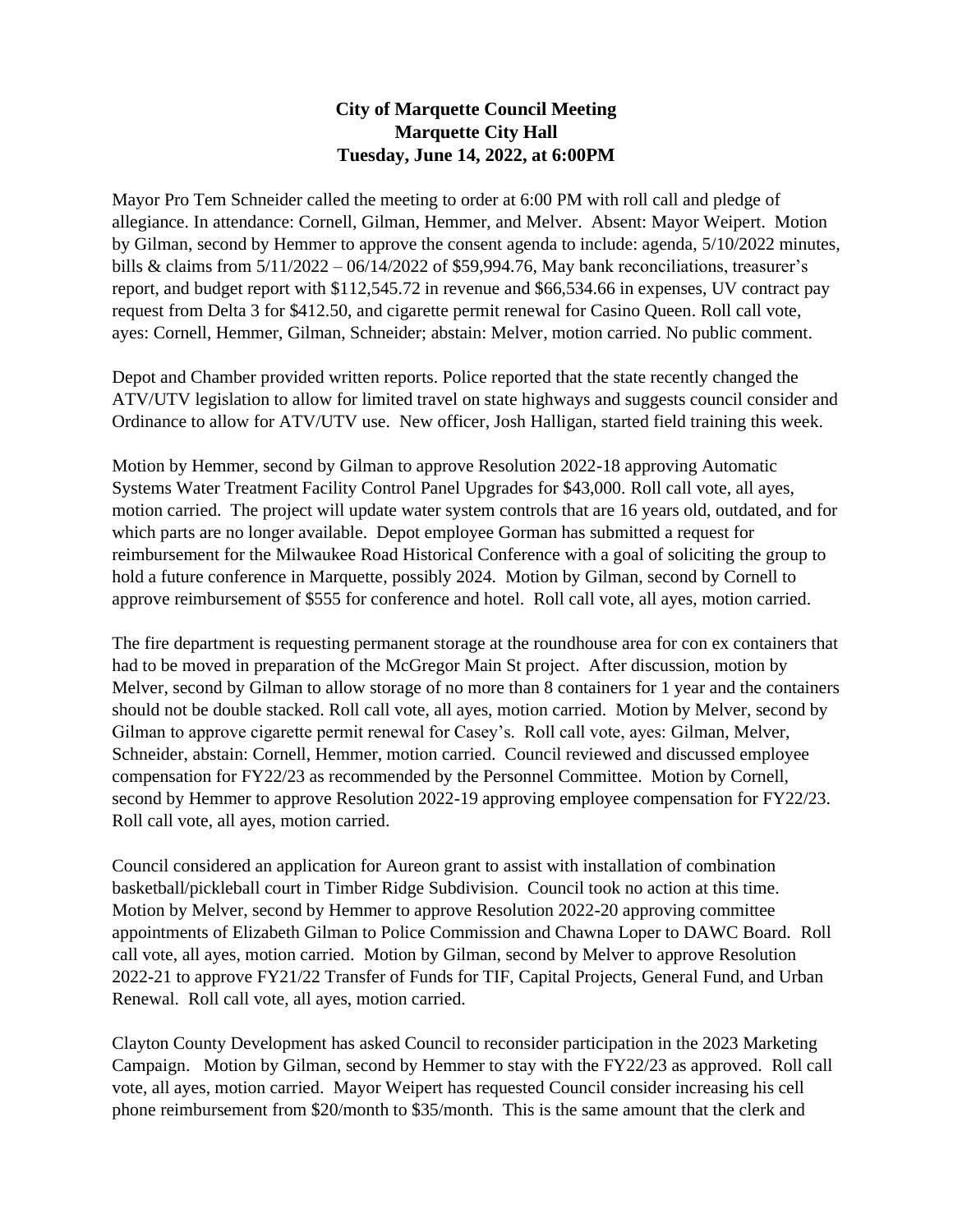**City of Marquette Council Meeting**
**Marquette City Hall**
**Tuesday, June 14, 2022, at 6:00PM**

Mayor Pro Tem Schneider called the meeting to order at 6:00 PM with roll call and pledge of allegiance. In attendance: Cornell, Gilman, Hemmer, and Melver. Absent: Mayor Weipert. Motion by Gilman, second by Hemmer to approve the consent agenda to include: agenda, 5/10/2022 minutes, bills & claims from 5/11/2022 – 06/14/2022 of $59,994.76, May bank reconciliations, treasurer's report, and budget report with $112,545.72 in revenue and $66,534.66 in expenses, UV contract pay request from Delta 3 for $412.50, and cigarette permit renewal for Casino Queen. Roll call vote, ayes: Cornell, Hemmer, Gilman, Schneider; abstain: Melver, motion carried. No public comment.

Depot and Chamber provided written reports. Police reported that the state recently changed the ATV/UTV legislation to allow for limited travel on state highways and suggests council consider and Ordinance to allow for ATV/UTV use. New officer, Josh Halligan, started field training this week.

Motion by Hemmer, second by Gilman to approve Resolution 2022-18 approving Automatic Systems Water Treatment Facility Control Panel Upgrades for $43,000. Roll call vote, all ayes, motion carried. The project will update water system controls that are 16 years old, outdated, and for which parts are no longer available. Depot employee Gorman has submitted a request for reimbursement for the Milwaukee Road Historical Conference with a goal of soliciting the group to hold a future conference in Marquette, possibly 2024. Motion by Gilman, second by Cornell to approve reimbursement of $555 for conference and hotel. Roll call vote, all ayes, motion carried.

The fire department is requesting permanent storage at the roundhouse area for con ex containers that had to be moved in preparation of the McGregor Main St project. After discussion, motion by Melver, second by Gilman to allow storage of no more than 8 containers for 1 year and the containers should not be double stacked. Roll call vote, all ayes, motion carried. Motion by Melver, second by Gilman to approve cigarette permit renewal for Casey's. Roll call vote, ayes: Gilman, Melver, Schneider, abstain: Cornell, Hemmer, motion carried. Council reviewed and discussed employee compensation for FY22/23 as recommended by the Personnel Committee. Motion by Cornell, second by Hemmer to approve Resolution 2022-19 approving employee compensation for FY22/23. Roll call vote, all ayes, motion carried.

Council considered an application for Aureon grant to assist with installation of combination basketball/pickleball court in Timber Ridge Subdivision. Council took no action at this time. Motion by Melver, second by Hemmer to approve Resolution 2022-20 approving committee appointments of Elizabeth Gilman to Police Commission and Chawna Loper to DAWC Board. Roll call vote, all ayes, motion carried. Motion by Gilman, second by Melver to approve Resolution 2022-21 to approve FY21/22 Transfer of Funds for TIF, Capital Projects, General Fund, and Urban Renewal. Roll call vote, all ayes, motion carried.

Clayton County Development has asked Council to reconsider participation in the 2023 Marketing Campaign. Motion by Gilman, second by Hemmer to stay with the FY22/23 as approved. Roll call vote, all ayes, motion carried. Mayor Weipert has requested Council consider increasing his cell phone reimbursement from $20/month to $35/month. This is the same amount that the clerk and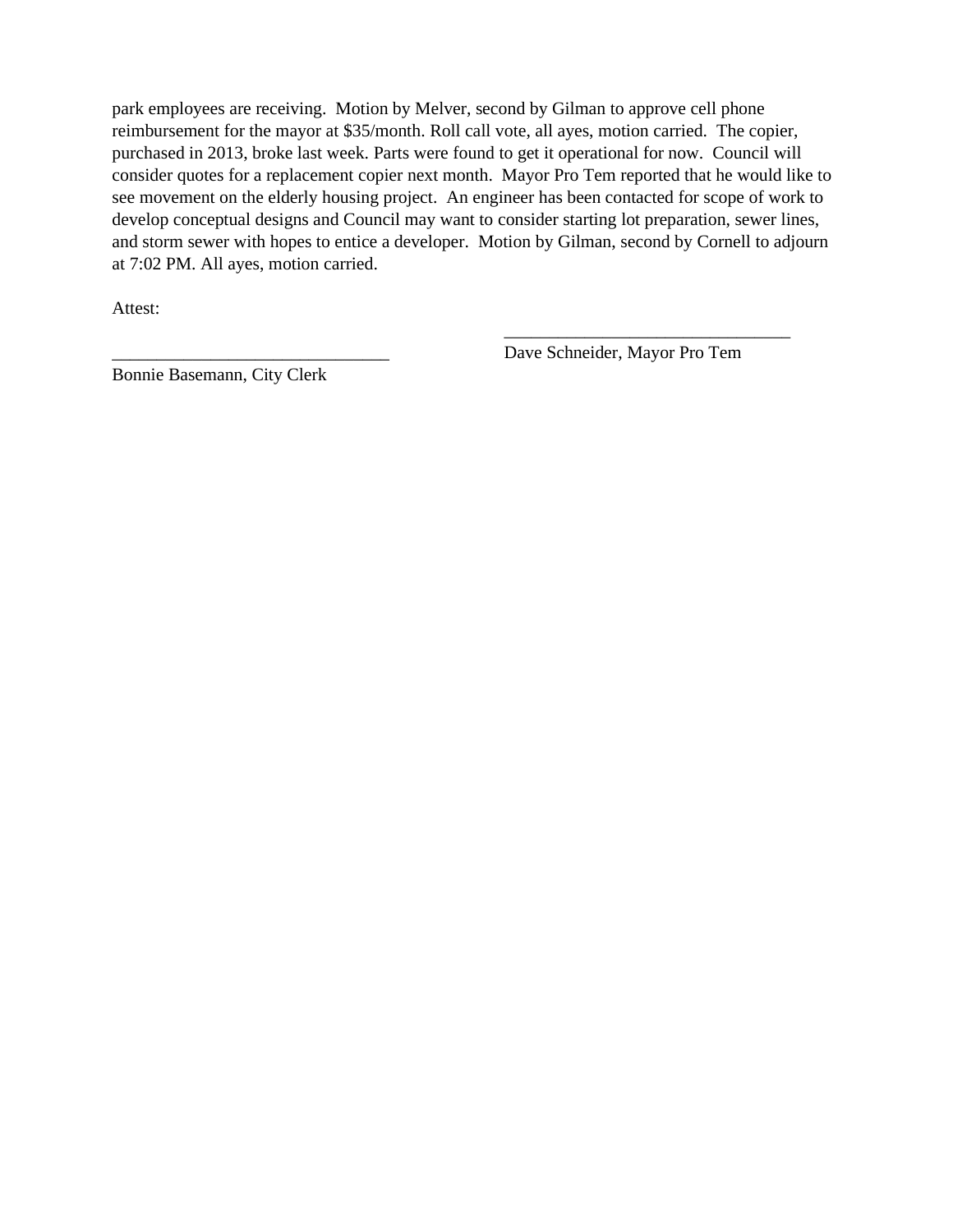park employees are receiving. Motion by Melver, second by Gilman to approve cell phone reimbursement for the mayor at $35/month. Roll call vote, all ayes, motion carried. The copier, purchased in 2013, broke last week. Parts were found to get it operational for now. Council will consider quotes for a replacement copier next month. Mayor Pro Tem reported that he would like to see movement on the elderly housing project. An engineer has been contacted for scope of work to develop conceptual designs and Council may want to consider starting lot preparation, sewer lines, and storm sewer with hopes to entice a developer. Motion by Gilman, second by Cornell to adjourn at 7:02 PM. All ayes, motion carried.

Attest:

_________________________________
Dave Schneider, Mayor Pro Tem

_______________________________
Bonnie Basemann, City Clerk